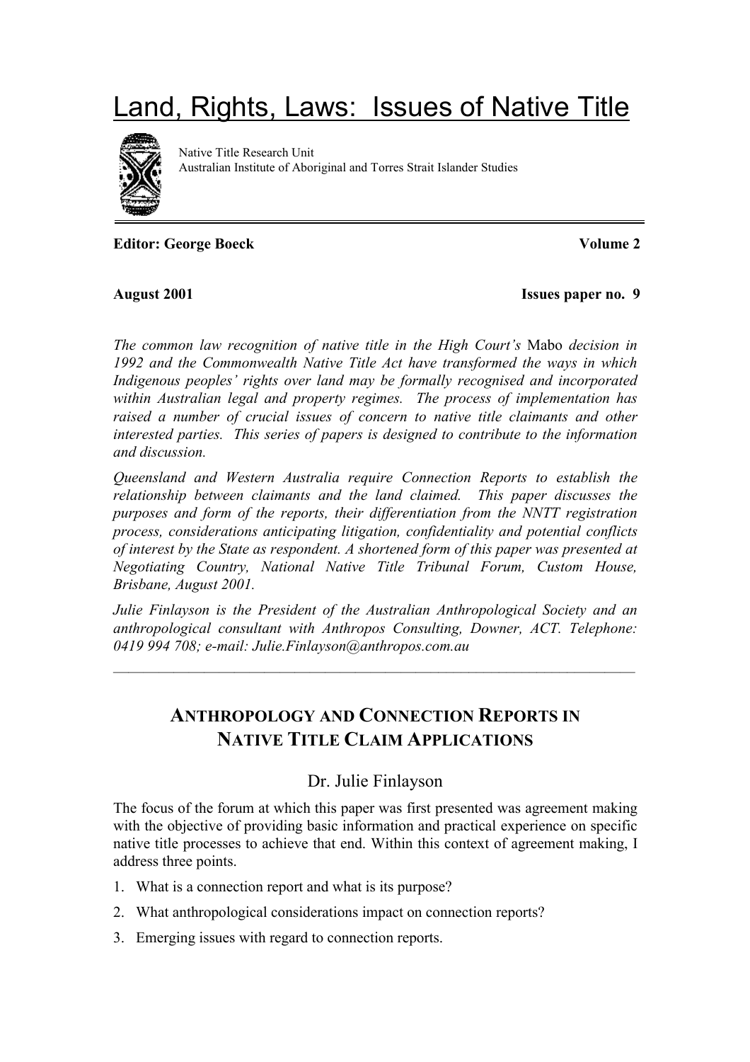# Land, Rights, Laws: Issues of Native Title

Native Title Research Unit
Australian Institute of Aboriginal and Torres Strait Islander Studies

**Editor: George Boeck** **Volume 2**

**August 2001** **Issues paper no. 9**

*The common law recognition of native title in the High Court's* Mabo *decision in 1992 and the Commonwealth Native Title Act have transformed the ways in which Indigenous peoples' rights over land may be formally recognised and incorporated within Australian legal and property regimes. The process of implementation has raised a number of crucial issues of concern to native title claimants and other interested parties. This series of papers is designed to contribute to the information and discussion.*

*Queensland and Western Australia require Connection Reports to establish the relationship between claimants and the land claimed. This paper discusses the purposes and form of the reports, their differentiation from the NNTT registration process, considerations anticipating litigation, confidentiality and potential conflicts of interest by the State as respondent. A shortened form of this paper was presented at Negotiating Country, National Native Title Tribunal Forum, Custom House, Brisbane, August 2001.*

*Julie Finlayson is the President of the Australian Anthropological Society and an anthropological consultant with Anthropos Consulting, Downer, ACT. Telephone: 0419 994 708; e-mail: Julie.Finlayson@anthropos.com.au*

---

## ANTHROPOLOGY AND CONNECTION REPORTS IN NATIVE TITLE CLAIM APPLICATIONS

### Dr. Julie Finlayson

The focus of the forum at which this paper was first presented was agreement making with the objective of providing basic information and practical experience on specific native title processes to achieve that end. Within this context of agreement making, I address three points.

1. What is a connection report and what is its purpose?
2. What anthropological considerations impact on connection reports?
3. Emerging issues with regard to connection reports.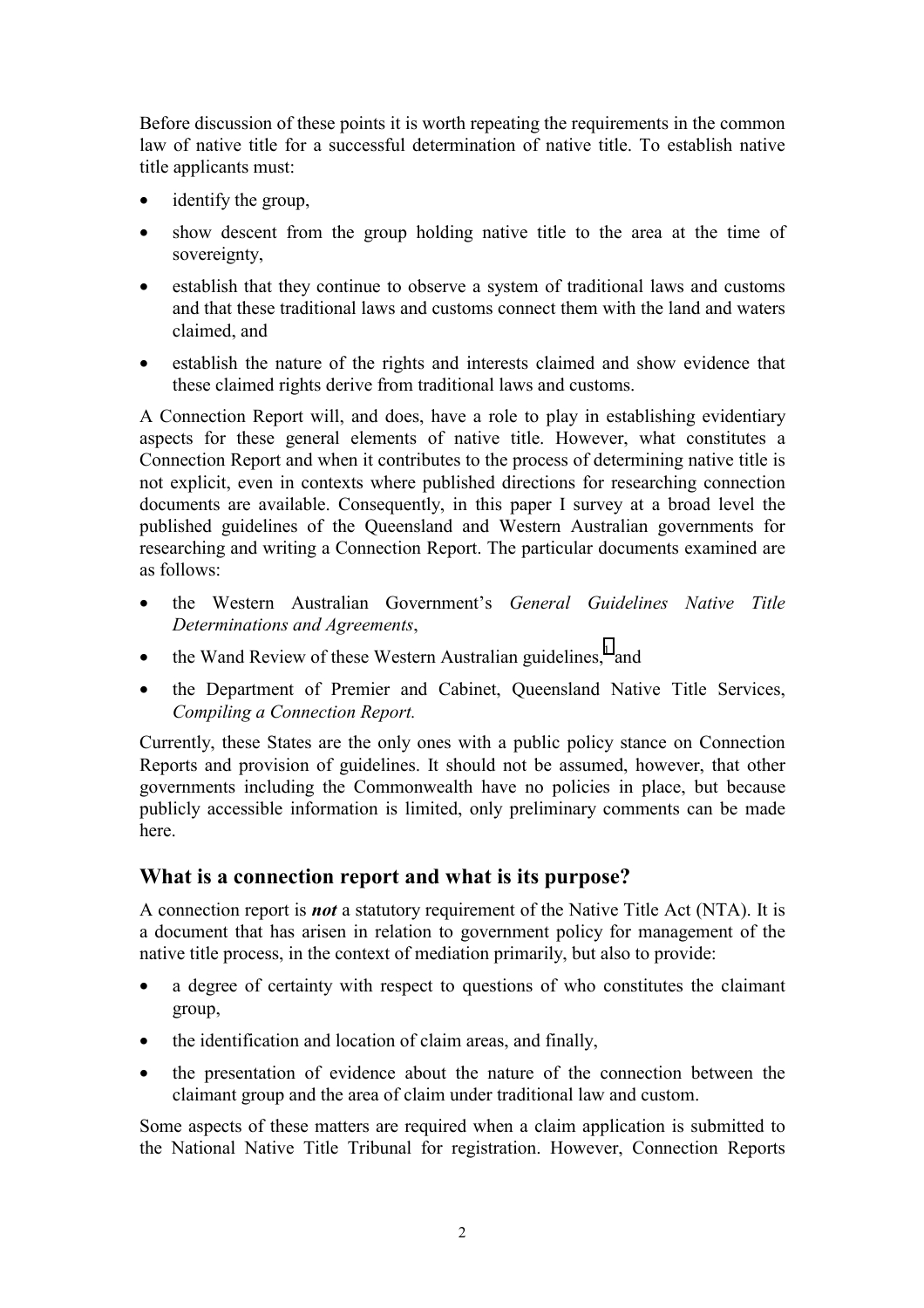Before discussion of these points it is worth repeating the requirements in the common law of native title for a successful determination of native title. To establish native title applicants must:

- identify the group,
- show descent from the group holding native title to the area at the time of sovereignty,
- establish that they continue to observe a system of traditional laws and customs and that these traditional laws and customs connect them with the land and waters claimed, and
- establish the nature of the rights and interests claimed and show evidence that these claimed rights derive from traditional laws and customs.

A Connection Report will, and does, have a role to play in establishing evidentiary aspects for these general elements of native title. However, what constitutes a Connection Report and when it contributes to the process of determining native title is not explicit, even in contexts where published directions for researching connection documents are available. Consequently, in this paper I survey at a broad level the published guidelines of the Queensland and Western Australian governments for researching and writing a Connection Report. The particular documents examined are as follows:

- the Western Australian Government's *General Guidelines Native Title Determinations and Agreements*,
- the Wand Review of these Western Australian guidelines,[1] and
- the Department of Premier and Cabinet, Queensland Native Title Services, *Compiling a Connection Report.*

Currently, these States are the only ones with a public policy stance on Connection Reports and provision of guidelines. It should not be assumed, however, that other governments including the Commonwealth have no policies in place, but because publicly accessible information is limited, only preliminary comments can be made here.

## What is a connection report and what is its purpose?

A connection report is ***not*** a statutory requirement of the Native Title Act (NTA). It is a document that has arisen in relation to government policy for management of the native title process, in the context of mediation primarily, but also to provide:

- a degree of certainty with respect to questions of who constitutes the claimant group,
- the identification and location of claim areas, and finally,
- the presentation of evidence about the nature of the connection between the claimant group and the area of claim under traditional law and custom.

Some aspects of these matters are required when a claim application is submitted to the National Native Title Tribunal for registration. However, Connection Reports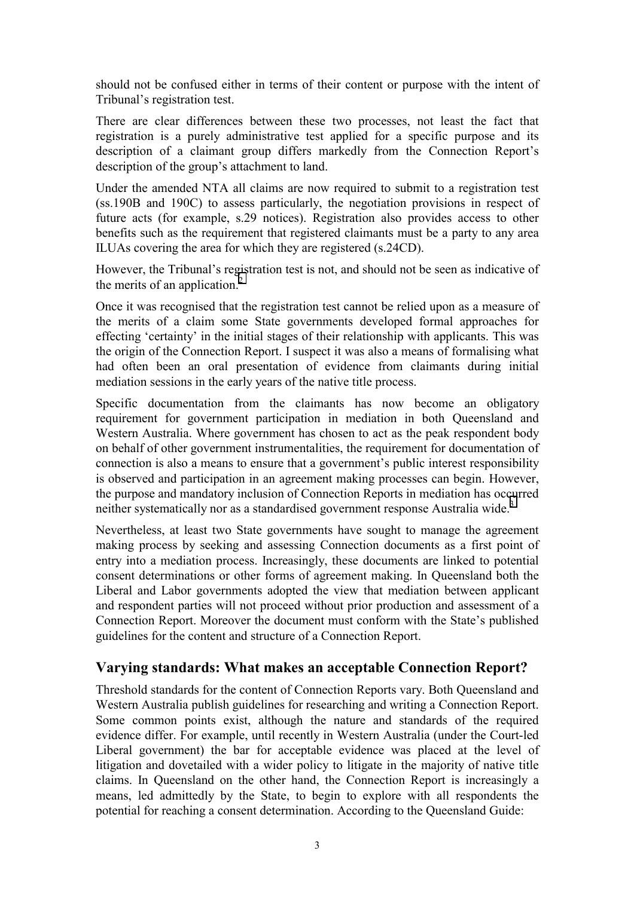should not be confused either in terms of their content or purpose with the intent of Tribunal's registration test.

There are clear differences between these two processes, not least the fact that registration is a purely administrative test applied for a specific purpose and its description of a claimant group differs markedly from the Connection Report's description of the group's attachment to land.

Under the amended NTA all claims are now required to submit to a registration test (ss.190B and 190C) to assess particularly, the negotiation provisions in respect of future acts (for example, s.29 notices). Registration also provides access to other benefits such as the requirement that registered claimants must be a party to any area ILUAs covering the area for which they are registered (s.24CD).

However, the Tribunal's registration test is not, and should not be seen as indicative of the merits of an application.[2]

Once it was recognised that the registration test cannot be relied upon as a measure of the merits of a claim some State governments developed formal approaches for effecting 'certainty' in the initial stages of their relationship with applicants. This was the origin of the Connection Report. I suspect it was also a means of formalising what had often been an oral presentation of evidence from claimants during initial mediation sessions in the early years of the native title process.

Specific documentation from the claimants has now become an obligatory requirement for government participation in mediation in both Queensland and Western Australia. Where government has chosen to act as the peak respondent body on behalf of other government instrumentalities, the requirement for documentation of connection is also a means to ensure that a government's public interest responsibility is observed and participation in an agreement making processes can begin. However, the purpose and mandatory inclusion of Connection Reports in mediation has occurred neither systematically nor as a standardised government response Australia wide.[3]

Nevertheless, at least two State governments have sought to manage the agreement making process by seeking and assessing Connection documents as a first point of entry into a mediation process. Increasingly, these documents are linked to potential consent determinations or other forms of agreement making. In Queensland both the Liberal and Labor governments adopted the view that mediation between applicant and respondent parties will not proceed without prior production and assessment of a Connection Report. Moreover the document must conform with the State's published guidelines for the content and structure of a Connection Report.

## Varying standards: What makes an acceptable Connection Report?

Threshold standards for the content of Connection Reports vary. Both Queensland and Western Australia publish guidelines for researching and writing a Connection Report. Some common points exist, although the nature and standards of the required evidence differ. For example, until recently in Western Australia (under the Court-led Liberal government) the bar for acceptable evidence was placed at the level of litigation and dovetailed with a wider policy to litigate in the majority of native title claims. In Queensland on the other hand, the Connection Report is increasingly a means, led admittedly by the State, to begin to explore with all respondents the potential for reaching a consent determination. According to the Queensland Guide: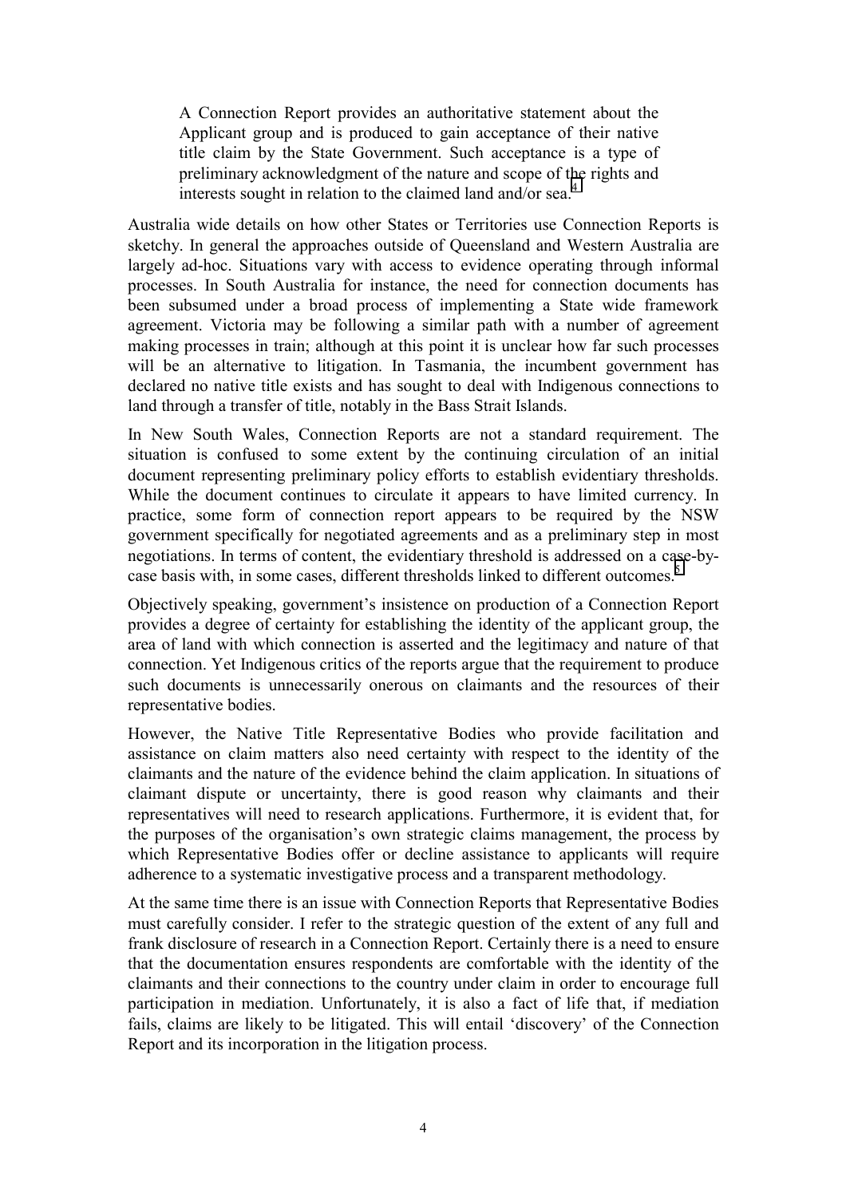> A Connection Report provides an authoritative statement about the Applicant group and is produced to gain acceptance of their native title claim by the State Government. Such acceptance is a type of preliminary acknowledgment of the nature and scope of the rights and interests sought in relation to the claimed land and/or sea.[4]

Australia wide details on how other States or Territories use Connection Reports is sketchy. In general the approaches outside of Queensland and Western Australia are largely ad-hoc. Situations vary with access to evidence operating through informal processes. In South Australia for instance, the need for connection documents has been subsumed under a broad process of implementing a State wide framework agreement. Victoria may be following a similar path with a number of agreement making processes in train; although at this point it is unclear how far such processes will be an alternative to litigation. In Tasmania, the incumbent government has declared no native title exists and has sought to deal with Indigenous connections to land through a transfer of title, notably in the Bass Strait Islands.

In New South Wales, Connection Reports are not a standard requirement. The situation is confused to some extent by the continuing circulation of an initial document representing preliminary policy efforts to establish evidentiary thresholds. While the document continues to circulate it appears to have limited currency. In practice, some form of connection report appears to be required by the NSW government specifically for negotiated agreements and as a preliminary step in most negotiations. In terms of content, the evidentiary threshold is addressed on a case-by-case basis with, in some cases, different thresholds linked to different outcomes.[5]

Objectively speaking, government's insistence on production of a Connection Report provides a degree of certainty for establishing the identity of the applicant group, the area of land with which connection is asserted and the legitimacy and nature of that connection. Yet Indigenous critics of the reports argue that the requirement to produce such documents is unnecessarily onerous on claimants and the resources of their representative bodies.

However, the Native Title Representative Bodies who provide facilitation and assistance on claim matters also need certainty with respect to the identity of the claimants and the nature of the evidence behind the claim application. In situations of claimant dispute or uncertainty, there is good reason why claimants and their representatives will need to research applications. Furthermore, it is evident that, for the purposes of the organisation's own strategic claims management, the process by which Representative Bodies offer or decline assistance to applicants will require adherence to a systematic investigative process and a transparent methodology.

At the same time there is an issue with Connection Reports that Representative Bodies must carefully consider. I refer to the strategic question of the extent of any full and frank disclosure of research in a Connection Report. Certainly there is a need to ensure that the documentation ensures respondents are comfortable with the identity of the claimants and their connections to the country under claim in order to encourage full participation in mediation. Unfortunately, it is also a fact of life that, if mediation fails, claims are likely to be litigated. This will entail 'discovery' of the Connection Report and its incorporation in the litigation process.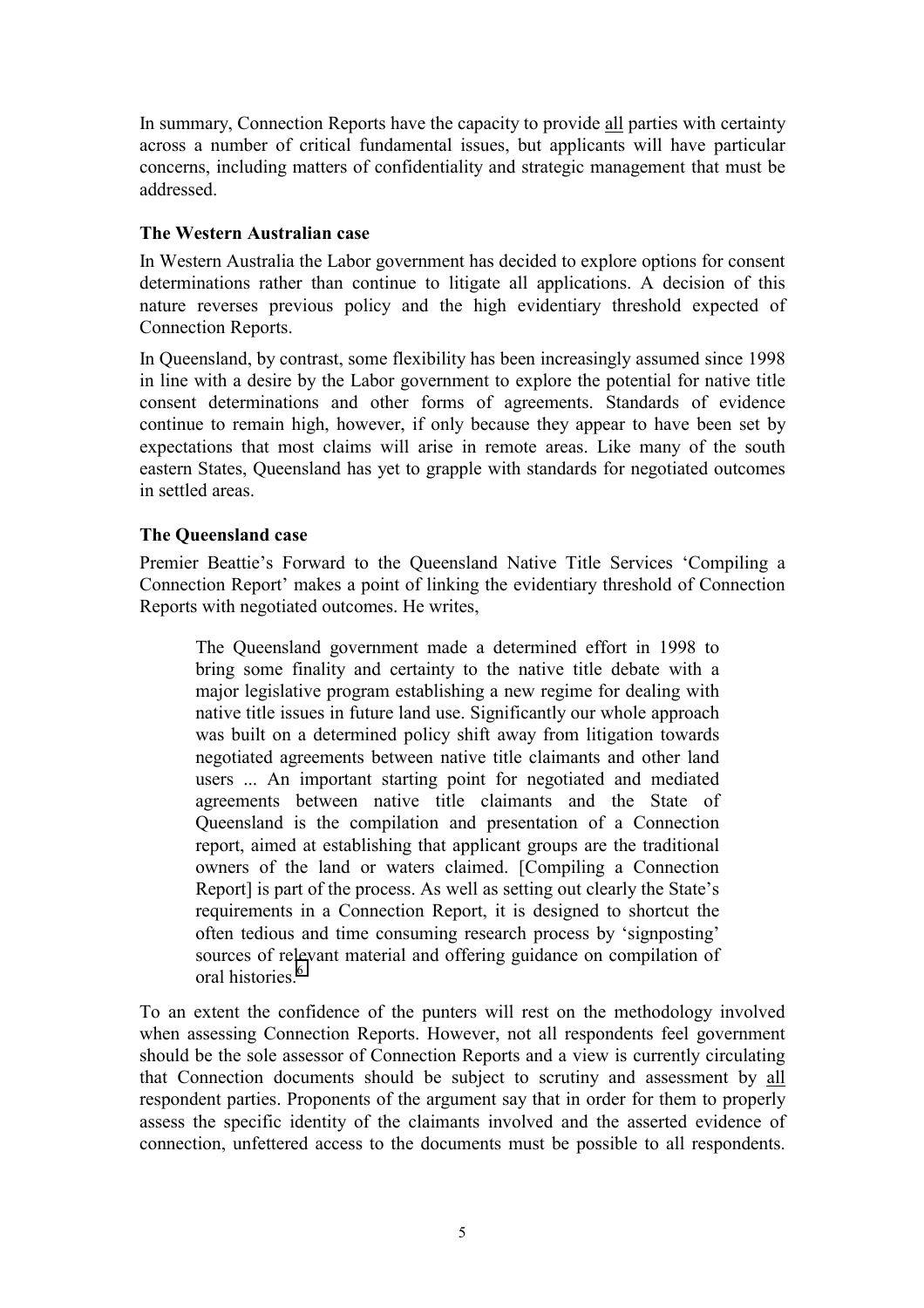In summary, Connection Reports have the capacity to provide all parties with certainty across a number of critical fundamental issues, but applicants will have particular concerns, including matters of confidentiality and strategic management that must be addressed.

### The Western Australian case

In Western Australia the Labor government has decided to explore options for consent determinations rather than continue to litigate all applications. A decision of this nature reverses previous policy and the high evidentiary threshold expected of Connection Reports.

In Queensland, by contrast, some flexibility has been increasingly assumed since 1998 in line with a desire by the Labor government to explore the potential for native title consent determinations and other forms of agreements. Standards of evidence continue to remain high, however, if only because they appear to have been set by expectations that most claims will arise in remote areas. Like many of the south eastern States, Queensland has yet to grapple with standards for negotiated outcomes in settled areas.

### The Queensland case

Premier Beattie's Forward to the Queensland Native Title Services 'Compiling a Connection Report' makes a point of linking the evidentiary threshold of Connection Reports with negotiated outcomes. He writes,

> The Queensland government made a determined effort in 1998 to bring some finality and certainty to the native title debate with a major legislative program establishing a new regime for dealing with native title issues in future land use. Significantly our whole approach was built on a determined policy shift away from litigation towards negotiated agreements between native title claimants and other land users ... An important starting point for negotiated and mediated agreements between native title claimants and the State of Queensland is the compilation and presentation of a Connection report, aimed at establishing that applicant groups are the traditional owners of the land or waters claimed. [Compiling a Connection Report] is part of the process. As well as setting out clearly the State's requirements in a Connection Report, it is designed to shortcut the often tedious and time consuming research process by 'signposting' sources of relevant material and offering guidance on compilation of oral histories.[6]

To an extent the confidence of the punters will rest on the methodology involved when assessing Connection Reports. However, not all respondents feel government should be the sole assessor of Connection Reports and a view is currently circulating that Connection documents should be subject to scrutiny and assessment by all respondent parties. Proponents of the argument say that in order for them to properly assess the specific identity of the claimants involved and the asserted evidence of connection, unfettered access to the documents must be possible to all respondents.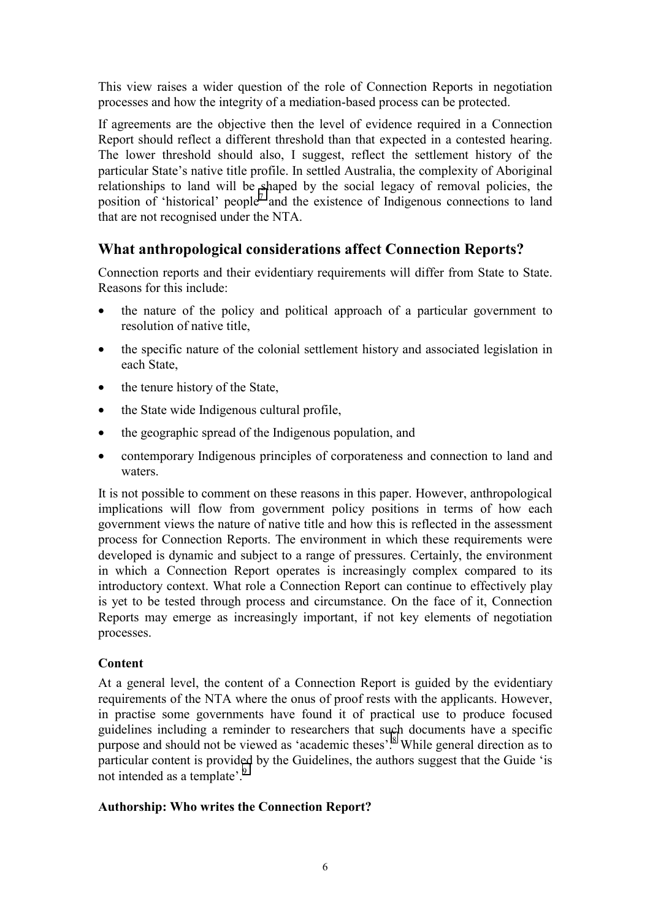This view raises a wider question of the role of Connection Reports in negotiation processes and how the integrity of a mediation-based process can be protected.

If agreements are the objective then the level of evidence required in a Connection Report should reflect a different threshold than that expected in a contested hearing. The lower threshold should also, I suggest, reflect the settlement history of the particular State's native title profile. In settled Australia, the complexity of Aboriginal relationships to land will be shaped by the social legacy of removal policies, the position of 'historical' people[7] and the existence of Indigenous connections to land that are not recognised under the NTA.

## What anthropological considerations affect Connection Reports?

Connection reports and their evidentiary requirements will differ from State to State. Reasons for this include:

- the nature of the policy and political approach of a particular government to resolution of native title,
- the specific nature of the colonial settlement history and associated legislation in each State,
- the tenure history of the State,
- the State wide Indigenous cultural profile,
- the geographic spread of the Indigenous population, and
- contemporary Indigenous principles of corporateness and connection to land and waters.

It is not possible to comment on these reasons in this paper. However, anthropological implications will flow from government policy positions in terms of how each government views the nature of native title and how this is reflected in the assessment process for Connection Reports. The environment in which these requirements were developed is dynamic and subject to a range of pressures. Certainly, the environment in which a Connection Report operates is increasingly complex compared to its introductory context. What role a Connection Report can continue to effectively play is yet to be tested through process and circumstance. On the face of it, Connection Reports may emerge as increasingly important, if not key elements of negotiation processes.

### Content

At a general level, the content of a Connection Report is guided by the evidentiary requirements of the NTA where the onus of proof rests with the applicants. However, in practise some governments have found it of practical use to produce focused guidelines including a reminder to researchers that such documents have a specific purpose and should not be viewed as 'academic theses'.[8] While general direction as to particular content is provided by the Guidelines, the authors suggest that the Guide 'is not intended as a template'.[9]

### Authorship: Who writes the Connection Report?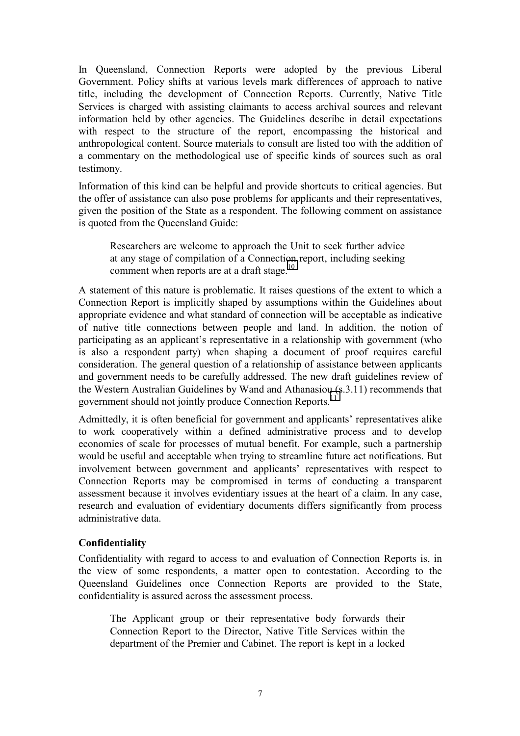In Queensland, Connection Reports were adopted by the previous Liberal Government. Policy shifts at various levels mark differences of approach to native title, including the development of Connection Reports. Currently, Native Title Services is charged with assisting claimants to access archival sources and relevant information held by other agencies. The Guidelines describe in detail expectations with respect to the structure of the report, encompassing the historical and anthropological content. Source materials to consult are listed too with the addition of a commentary on the methodological use of specific kinds of sources such as oral testimony.

Information of this kind can be helpful and provide shortcuts to critical agencies. But the offer of assistance can also pose problems for applicants and their representatives, given the position of the State as a respondent. The following comment on assistance is quoted from the Queensland Guide:

> Researchers are welcome to approach the Unit to seek further advice at any stage of compilation of a Connection report, including seeking comment when reports are at a draft stage.[10]

A statement of this nature is problematic. It raises questions of the extent to which a Connection Report is implicitly shaped by assumptions within the Guidelines about appropriate evidence and what standard of connection will be acceptable as indicative of native title connections between people and land. In addition, the notion of participating as an applicant's representative in a relationship with government (who is also a respondent party) when shaping a document of proof requires careful consideration. The general question of a relationship of assistance between applicants and government needs to be carefully addressed. The new draft guidelines review of the Western Australian Guidelines by Wand and Athanasiou (s.3.11) recommends that government should not jointly produce Connection Reports.[11]

Admittedly, it is often beneficial for government and applicants' representatives alike to work cooperatively within a defined administrative process and to develop economies of scale for processes of mutual benefit. For example, such a partnership would be useful and acceptable when trying to streamline future act notifications. But involvement between government and applicants' representatives with respect to Connection Reports may be compromised in terms of conducting a transparent assessment because it involves evidentiary issues at the heart of a claim. In any case, research and evaluation of evidentiary documents differs significantly from process administrative data.

**Confidentiality**

Confidentiality with regard to access to and evaluation of Connection Reports is, in the view of some respondents, a matter open to contestation. According to the Queensland Guidelines once Connection Reports are provided to the State, confidentiality is assured across the assessment process.

> The Applicant group or their representative body forwards their Connection Report to the Director, Native Title Services within the department of the Premier and Cabinet. The report is kept in a locked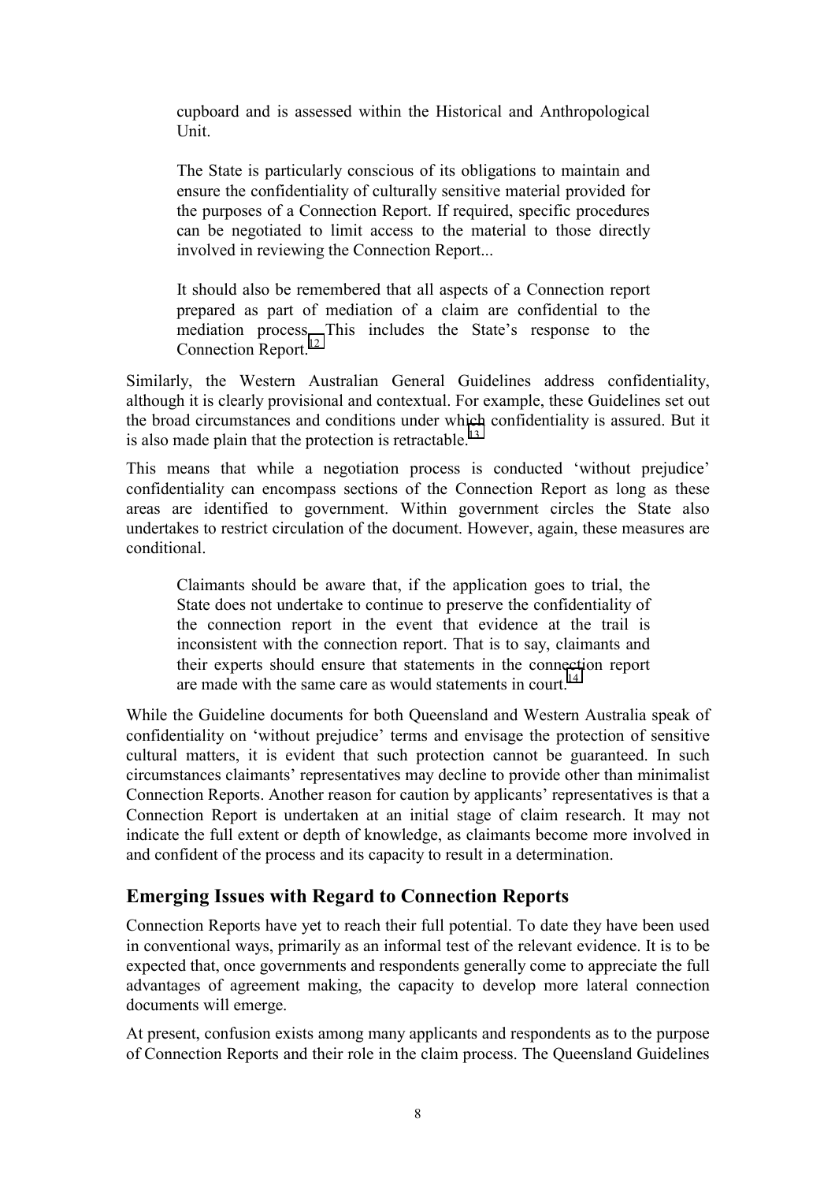cupboard and is assessed within the Historical and Anthropological Unit.

> The State is particularly conscious of its obligations to maintain and ensure the confidentiality of culturally sensitive material provided for the purposes of a Connection Report. If required, specific procedures can be negotiated to limit access to the material to those directly involved in reviewing the Connection Report...
>
> It should also be remembered that all aspects of a Connection report prepared as part of mediation of a claim are confidential to the mediation process. This includes the State's response to the Connection Report.[12]

Similarly, the Western Australian General Guidelines address confidentiality, although it is clearly provisional and contextual. For example, these Guidelines set out the broad circumstances and conditions under which confidentiality is assured. But it is also made plain that the protection is retractable.[13]

This means that while a negotiation process is conducted 'without prejudice' confidentiality can encompass sections of the Connection Report as long as these areas are identified to government. Within government circles the State also undertakes to restrict circulation of the document. However, again, these measures are conditional.

> Claimants should be aware that, if the application goes to trial, the State does not undertake to continue to preserve the confidentiality of the connection report in the event that evidence at the trail is inconsistent with the connection report. That is to say, claimants and their experts should ensure that statements in the connection report are made with the same care as would statements in court.[14]

While the Guideline documents for both Queensland and Western Australia speak of confidentiality on 'without prejudice' terms and envisage the protection of sensitive cultural matters, it is evident that such protection cannot be guaranteed. In such circumstances claimants' representatives may decline to provide other than minimalist Connection Reports. Another reason for caution by applicants' representatives is that a Connection Report is undertaken at an initial stage of claim research. It may not indicate the full extent or depth of knowledge, as claimants become more involved in and confident of the process and its capacity to result in a determination.

## Emerging Issues with Regard to Connection Reports

Connection Reports have yet to reach their full potential. To date they have been used in conventional ways, primarily as an informal test of the relevant evidence. It is to be expected that, once governments and respondents generally come to appreciate the full advantages of agreement making, the capacity to develop more lateral connection documents will emerge.

At present, confusion exists among many applicants and respondents as to the purpose of Connection Reports and their role in the claim process. The Queensland Guidelines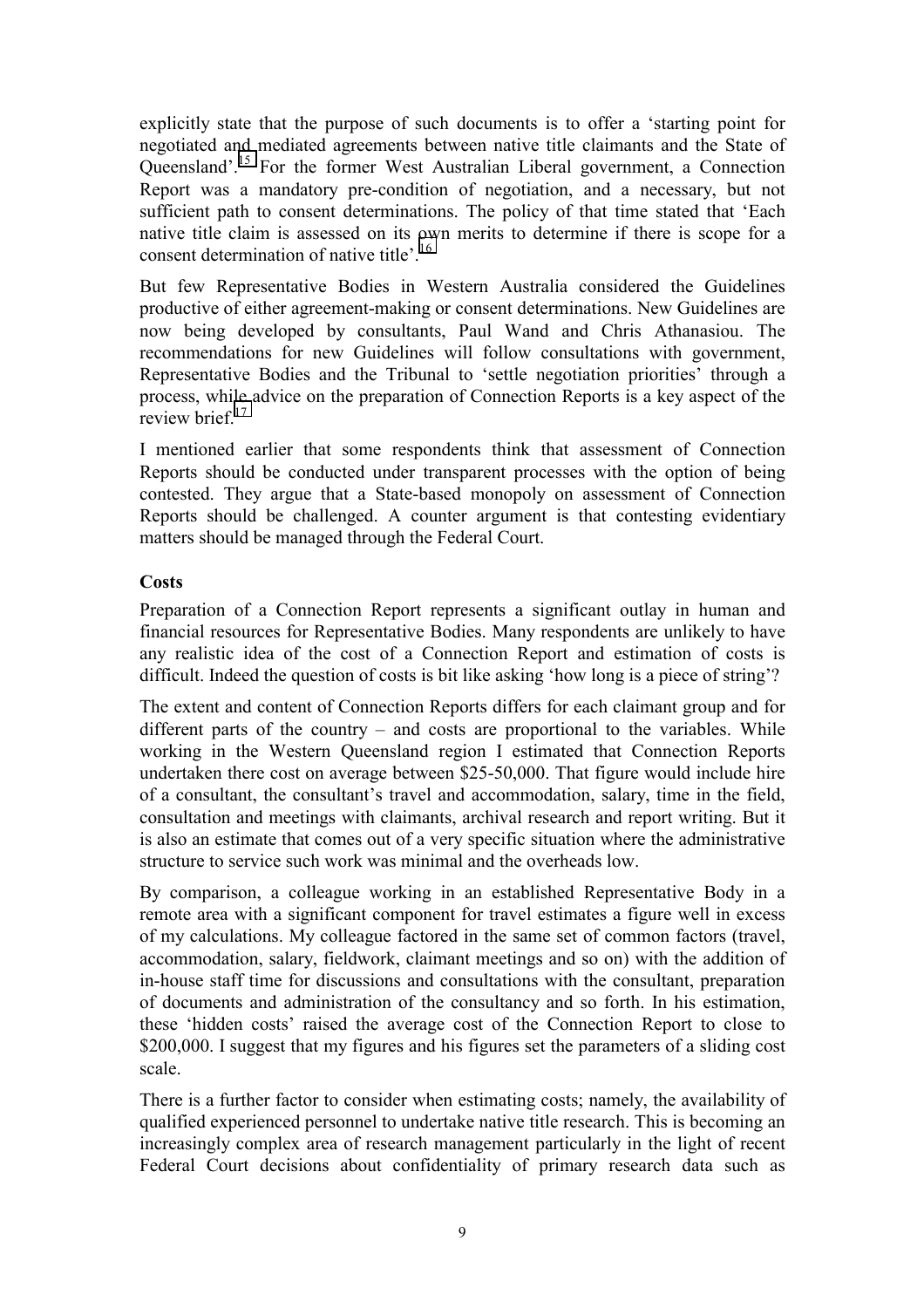explicitly state that the purpose of such documents is to offer a 'starting point for negotiated and mediated agreements between native title claimants and the State of Queensland'.[15] For the former West Australian Liberal government, a Connection Report was a mandatory pre-condition of negotiation, and a necessary, but not sufficient path to consent determinations. The policy of that time stated that 'Each native title claim is assessed on its own merits to determine if there is scope for a consent determination of native title'.[16]

But few Representative Bodies in Western Australia considered the Guidelines productive of either agreement-making or consent determinations. New Guidelines are now being developed by consultants, Paul Wand and Chris Athanasiou. The recommendations for new Guidelines will follow consultations with government, Representative Bodies and the Tribunal to 'settle negotiation priorities' through a process, while advice on the preparation of Connection Reports is a key aspect of the review brief.[17]

I mentioned earlier that some respondents think that assessment of Connection Reports should be conducted under transparent processes with the option of being contested. They argue that a State-based monopoly on assessment of Connection Reports should be challenged. A counter argument is that contesting evidentiary matters should be managed through the Federal Court.

**Costs**

Preparation of a Connection Report represents a significant outlay in human and financial resources for Representative Bodies. Many respondents are unlikely to have any realistic idea of the cost of a Connection Report and estimation of costs is difficult. Indeed the question of costs is bit like asking 'how long is a piece of string'?

The extent and content of Connection Reports differs for each claimant group and for different parts of the country – and costs are proportional to the variables. While working in the Western Queensland region I estimated that Connection Reports undertaken there cost on average between $25-50,000. That figure would include hire of a consultant, the consultant's travel and accommodation, salary, time in the field, consultation and meetings with claimants, archival research and report writing. But it is also an estimate that comes out of a very specific situation where the administrative structure to service such work was minimal and the overheads low.

By comparison, a colleague working in an established Representative Body in a remote area with a significant component for travel estimates a figure well in excess of my calculations. My colleague factored in the same set of common factors (travel, accommodation, salary, fieldwork, claimant meetings and so on) with the addition of in-house staff time for discussions and consultations with the consultant, preparation of documents and administration of the consultancy and so forth. In his estimation, these 'hidden costs' raised the average cost of the Connection Report to close to $200,000. I suggest that my figures and his figures set the parameters of a sliding cost scale.

There is a further factor to consider when estimating costs; namely, the availability of qualified experienced personnel to undertake native title research. This is becoming an increasingly complex area of research management particularly in the light of recent Federal Court decisions about confidentiality of primary research data such as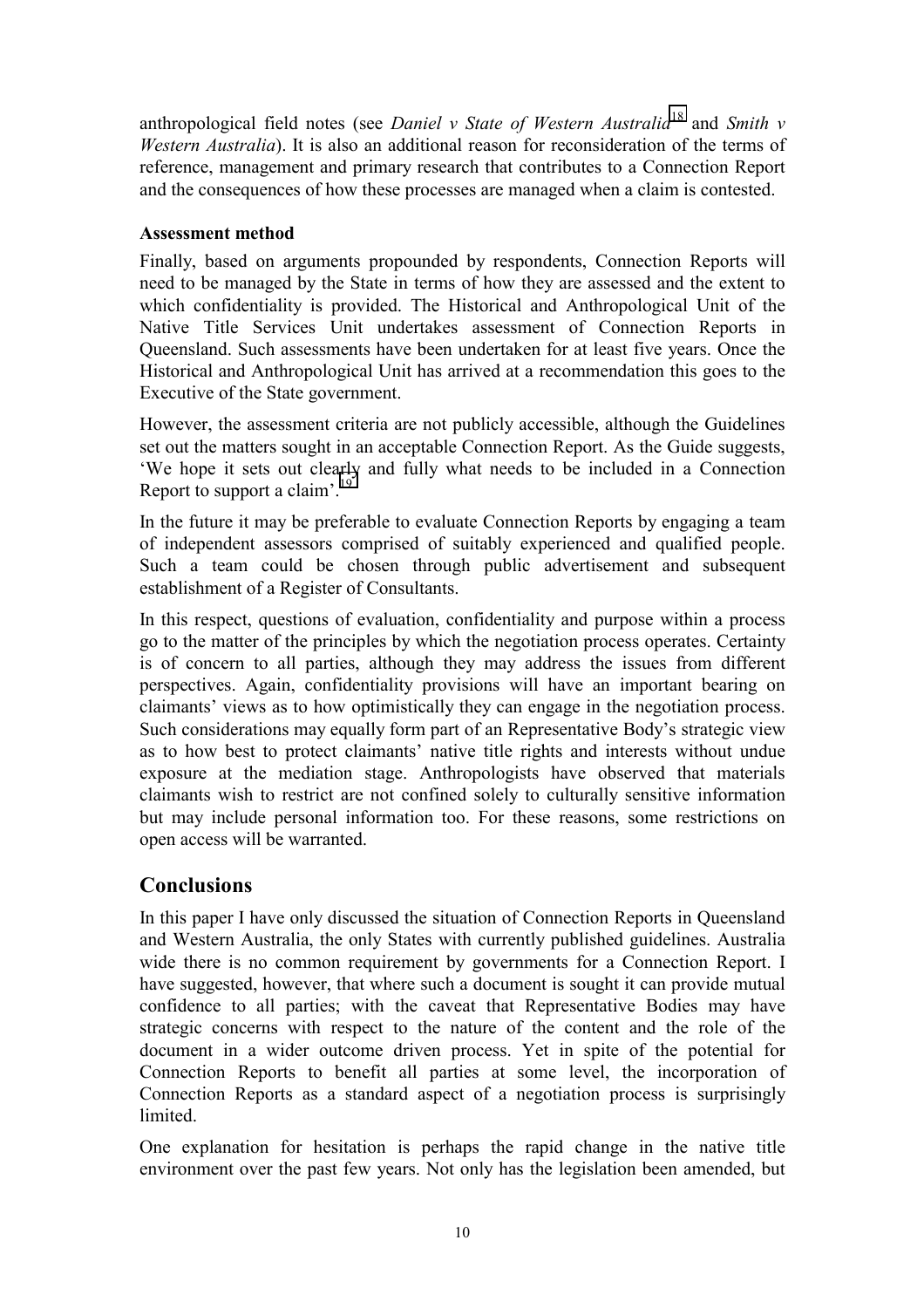anthropological field notes (see *Daniel v State of Western Australia*[18] and *Smith v Western Australia*). It is also an additional reason for reconsideration of the terms of reference, management and primary research that contributes to a Connection Report and the consequences of how these processes are managed when a claim is contested.

**Assessment method**

Finally, based on arguments propounded by respondents, Connection Reports will need to be managed by the State in terms of how they are assessed and the extent to which confidentiality is provided. The Historical and Anthropological Unit of the Native Title Services Unit undertakes assessment of Connection Reports in Queensland. Such assessments have been undertaken for at least five years. Once the Historical and Anthropological Unit has arrived at a recommendation this goes to the Executive of the State government.

However, the assessment criteria are not publicly accessible, although the Guidelines set out the matters sought in an acceptable Connection Report. As the Guide suggests, 'We hope it sets out clearly and fully what needs to be included in a Connection Report to support a claim'.[19]

In the future it may be preferable to evaluate Connection Reports by engaging a team of independent assessors comprised of suitably experienced and qualified people. Such a team could be chosen through public advertisement and subsequent establishment of a Register of Consultants.

In this respect, questions of evaluation, confidentiality and purpose within a process go to the matter of the principles by which the negotiation process operates. Certainty is of concern to all parties, although they may address the issues from different perspectives. Again, confidentiality provisions will have an important bearing on claimants' views as to how optimistically they can engage in the negotiation process. Such considerations may equally form part of an Representative Body's strategic view as to how best to protect claimants' native title rights and interests without undue exposure at the mediation stage. Anthropologists have observed that materials claimants wish to restrict are not confined solely to culturally sensitive information but may include personal information too. For these reasons, some restrictions on open access will be warranted.

## Conclusions

In this paper I have only discussed the situation of Connection Reports in Queensland and Western Australia, the only States with currently published guidelines. Australia wide there is no common requirement by governments for a Connection Report. I have suggested, however, that where such a document is sought it can provide mutual confidence to all parties; with the caveat that Representative Bodies may have strategic concerns with respect to the nature of the content and the role of the document in a wider outcome driven process. Yet in spite of the potential for Connection Reports to benefit all parties at some level, the incorporation of Connection Reports as a standard aspect of a negotiation process is surprisingly limited.

One explanation for hesitation is perhaps the rapid change in the native title environment over the past few years. Not only has the legislation been amended, but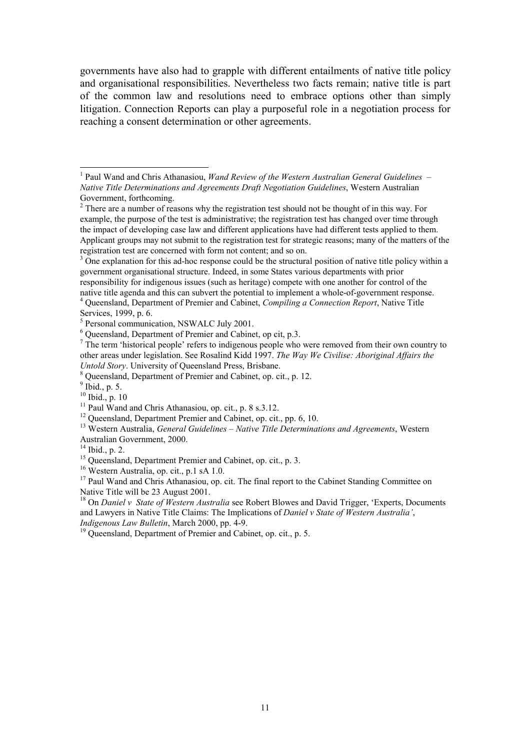governments have also had to grapple with different entailments of native title policy and organisational responsibilities. Nevertheless two facts remain; native title is part of the common law and resolutions need to embrace options other than simply litigation. Connection Reports can play a purposeful role in a negotiation process for reaching a consent determination or other agreements.

---

[1] Paul Wand and Chris Athanasiou, *Wand Review of the Western Australian General Guidelines – Native Title Determinations and Agreements Draft Negotiation Guidelines*, Western Australian Government, forthcoming.

[2] There are a number of reasons why the registration test should not be thought of in this way. For example, the purpose of the test is administrative; the registration test has changed over time through the impact of developing case law and different applications have had different tests applied to them. Applicant groups may not submit to the registration test for strategic reasons; many of the matters of the registration test are concerned with form not content; and so on.

[3] One explanation for this ad-hoc response could be the structural position of native title policy within a government organisational structure. Indeed, in some States various departments with prior responsibility for indigenous issues (such as heritage) compete with one another for control of the native title agenda and this can subvert the potential to implement a whole-of-government response.

[4] Queensland, Department of Premier and Cabinet, *Compiling a Connection Report*, Native Title Services, 1999, p. 6.

[5] Personal communication, NSWALC July 2001.

[6] Queensland, Department of Premier and Cabinet, op cit, p.3.

[7] The term 'historical people' refers to indigenous people who were removed from their own country to other areas under legislation. See Rosalind Kidd 1997. *The Way We Civilise: Aboriginal Affairs the Untold Story*. University of Queensland Press, Brisbane.

[8] Queensland, Department of Premier and Cabinet, op. cit., p. 12.

[9] Ibid., p. 5.

[10] Ibid., p. 10

[11] Paul Wand and Chris Athanasiou, op. cit., p. 8 s.3.12.

[12] Queensland, Department Premier and Cabinet, op. cit., pp. 6, 10.

[13] Western Australia, *General Guidelines – Native Title Determinations and Agreements*, Western Australian Government, 2000.

[14] Ibid., p. 2.

[15] Queensland, Department Premier and Cabinet, op. cit., p. 3.

[16] Western Australia, op. cit., p.1 sA 1.0.

[17] Paul Wand and Chris Athanasiou, op. cit. The final report to the Cabinet Standing Committee on Native Title will be 23 August 2001.

[18] On *Daniel v State of Western Australia* see Robert Blowes and David Trigger, 'Experts, Documents and Lawyers in Native Title Claims: The Implications of *Daniel v State of Western Australia'*, *Indigenous Law Bulletin*, March 2000, pp. 4-9.

[19] Queensland, Department of Premier and Cabinet, op. cit., p. 5.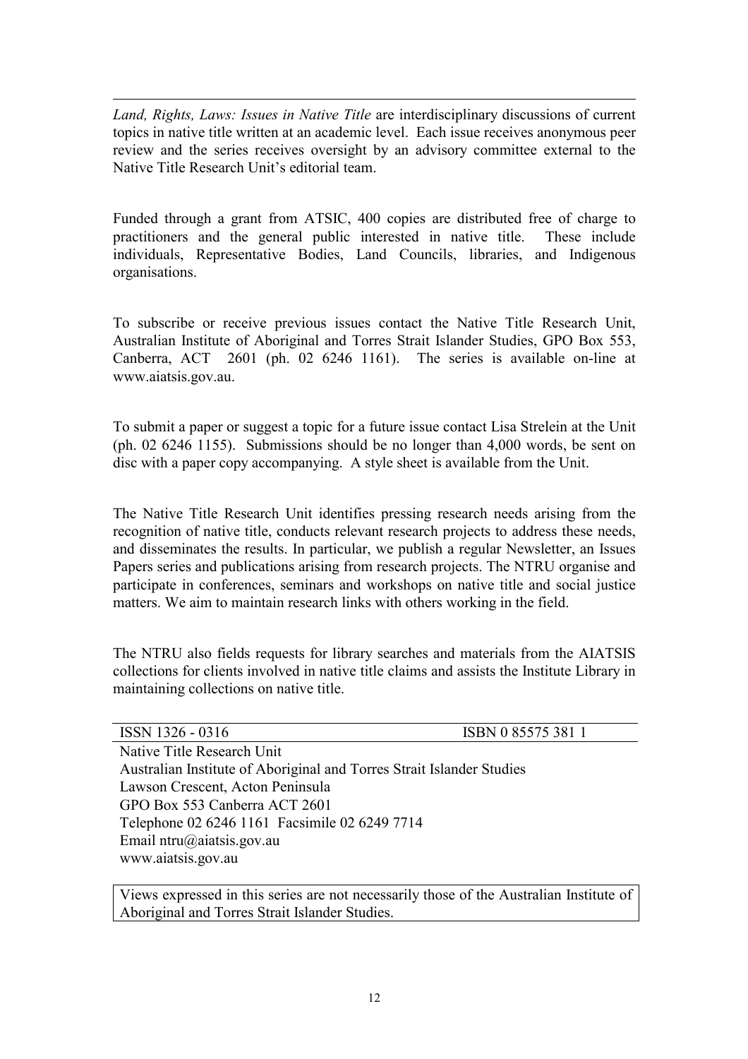*Land, Rights, Laws: Issues in Native Title* are interdisciplinary discussions of current topics in native title written at an academic level. Each issue receives anonymous peer review and the series receives oversight by an advisory committee external to the Native Title Research Unit's editorial team.

Funded through a grant from ATSIC, 400 copies are distributed free of charge to practitioners and the general public interested in native title. These include individuals, Representative Bodies, Land Councils, libraries, and Indigenous organisations.

To subscribe or receive previous issues contact the Native Title Research Unit, Australian Institute of Aboriginal and Torres Strait Islander Studies, GPO Box 553, Canberra, ACT 2601 (ph. 02 6246 1161). The series is available on-line at www.aiatsis.gov.au.

To submit a paper or suggest a topic for a future issue contact Lisa Strelein at the Unit (ph. 02 6246 1155). Submissions should be no longer than 4,000 words, be sent on disc with a paper copy accompanying. A style sheet is available from the Unit.

The Native Title Research Unit identifies pressing research needs arising from the recognition of native title, conducts relevant research projects to address these needs, and disseminates the results. In particular, we publish a regular Newsletter, an Issues Papers series and publications arising from research projects. The NTRU organise and participate in conferences, seminars and workshops on native title and social justice matters. We aim to maintain research links with others working in the field.

The NTRU also fields requests for library searches and materials from the AIATSIS collections for clients involved in native title claims and assists the Institute Library in maintaining collections on native title.

ISSN 1326 - 0316 ISBN 0 85575 381 1

Native Title Research Unit
Australian Institute of Aboriginal and Torres Strait Islander Studies
Lawson Crescent, Acton Peninsula
GPO Box 553 Canberra ACT 2601
Telephone 02 6246 1161 Facsimile 02 6249 7714
Email ntru@aiatsis.gov.au
www.aiatsis.gov.au

Views expressed in this series are not necessarily those of the Australian Institute of Aboriginal and Torres Strait Islander Studies.